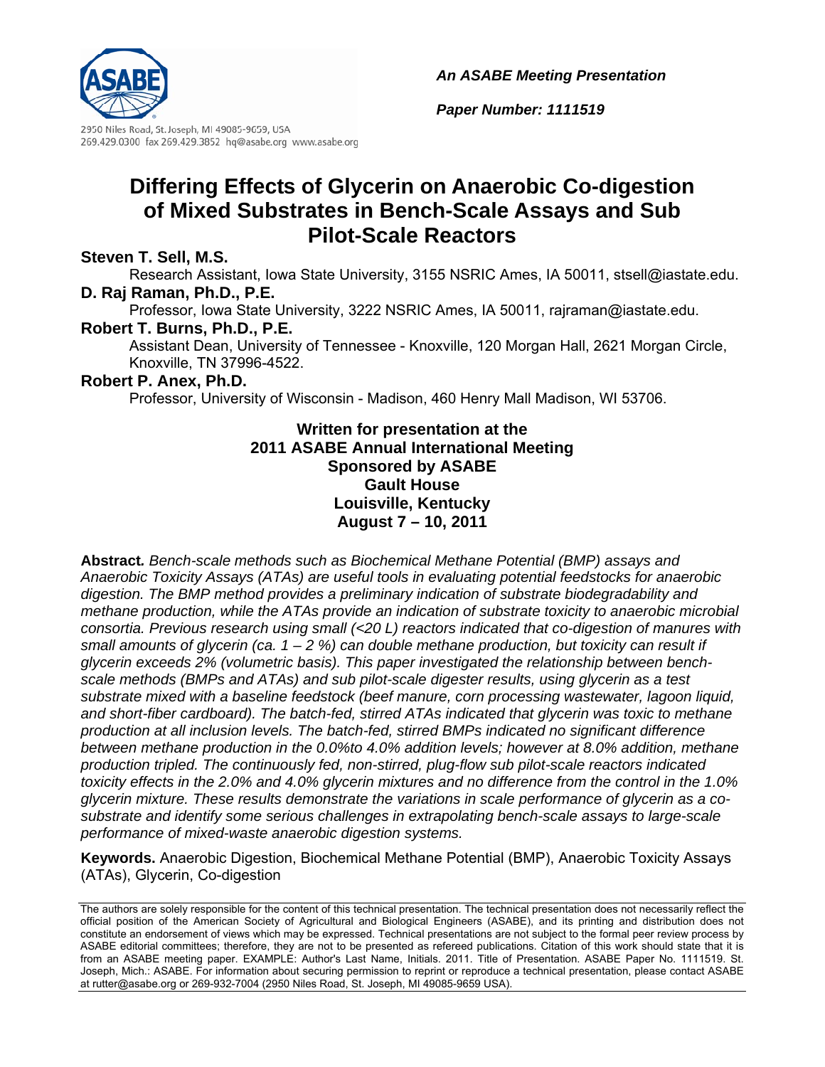*An ASABE Meeting Presentation*

*Paper Number: 1111519*

2950 Niles Road, St. Joseph, MI 49085-9659, USA
269.429.0300 fax 269.429.3852 hq@asabe.org www.asabe.org

# Differing Effects of Glycerin on Anaerobic Co-digestion of Mixed Substrates in Bench-Scale Assays and Sub Pilot-Scale Reactors

**Steven T. Sell, M.S.**

Research Assistant, Iowa State University, 3155 NSRIC Ames, IA 50011, stsell@iastate.edu.

**D. Raj Raman, Ph.D., P.E.**

Professor, Iowa State University, 3222 NSRIC Ames, IA 50011, rajraman@iastate.edu.

**Robert T. Burns, Ph.D., P.E.**

Assistant Dean, University of Tennessee - Knoxville, 120 Morgan Hall, 2621 Morgan Circle, Knoxville, TN 37996-4522.

**Robert P. Anex, Ph.D.**

Professor, University of Wisconsin - Madison, 460 Henry Mall Madison, WI 53706.

**Written for presentation at the**
**2011 ASABE Annual International Meeting**
**Sponsored by ASABE**
**Gault House**
**Louisville, Kentucky**
**August 7 – 10, 2011**

**Abstract.** *Bench-scale methods such as Biochemical Methane Potential (BMP) assays and Anaerobic Toxicity Assays (ATAs) are useful tools in evaluating potential feedstocks for anaerobic digestion. The BMP method provides a preliminary indication of substrate biodegradability and methane production, while the ATAs provide an indication of substrate toxicity to anaerobic microbial consortia. Previous research using small (<20 L) reactors indicated that co-digestion of manures with small amounts of glycerin (ca. 1 – 2 %) can double methane production, but toxicity can result if glycerin exceeds 2% (volumetric basis). This paper investigated the relationship between bench-scale methods (BMPs and ATAs) and sub pilot-scale digester results, using glycerin as a test substrate mixed with a baseline feedstock (beef manure, corn processing wastewater, lagoon liquid, and short-fiber cardboard). The batch-fed, stirred ATAs indicated that glycerin was toxic to methane production at all inclusion levels. The batch-fed, stirred BMPs indicated no significant difference between methane production in the 0.0%to 4.0% addition levels; however at 8.0% addition, methane production tripled. The continuously fed, non-stirred, plug-flow sub pilot-scale reactors indicated toxicity effects in the 2.0% and 4.0% glycerin mixtures and no difference from the control in the 1.0% glycerin mixture. These results demonstrate the variations in scale performance of glycerin as a co-substrate and identify some serious challenges in extrapolating bench-scale assays to large-scale performance of mixed-waste anaerobic digestion systems.*

**Keywords.** Anaerobic Digestion, Biochemical Methane Potential (BMP), Anaerobic Toxicity Assays (ATAs), Glycerin, Co-digestion

The authors are solely responsible for the content of this technical presentation. The technical presentation does not necessarily reflect the official position of the American Society of Agricultural and Biological Engineers (ASABE), and its printing and distribution does not constitute an endorsement of views which may be expressed. Technical presentations are not subject to the formal peer review process by ASABE editorial committees; therefore, they are not to be presented as refereed publications. Citation of this work should state that it is from an ASABE meeting paper. EXAMPLE: Author's Last Name, Initials. 2011. Title of Presentation. ASABE Paper No. 1111519. St. Joseph, Mich.: ASABE. For information about securing permission to reprint or reproduce a technical presentation, please contact ASABE at rutter@asabe.org or 269-932-7004 (2950 Niles Road, St. Joseph, MI 49085-9659 USA).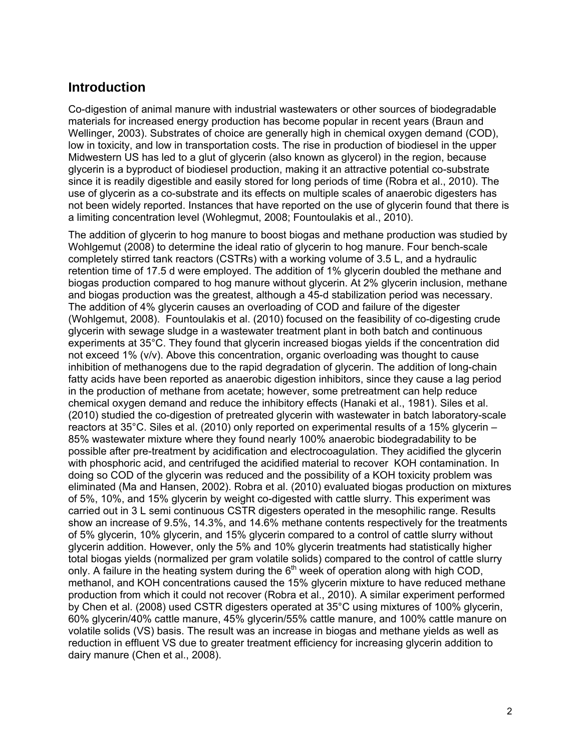## Introduction

Co-digestion of animal manure with industrial wastewaters or other sources of biodegradable materials for increased energy production has become popular in recent years (Braun and Wellinger, 2003). Substrates of choice are generally high in chemical oxygen demand (COD), low in toxicity, and low in transportation costs. The rise in production of biodiesel in the upper Midwestern US has led to a glut of glycerin (also known as glycerol) in the region, because glycerin is a byproduct of biodiesel production, making it an attractive potential co-substrate since it is readily digestible and easily stored for long periods of time (Robra et al., 2010). The use of glycerin as a co-substrate and its effects on multiple scales of anaerobic digesters has not been widely reported. Instances that have reported on the use of glycerin found that there is a limiting concentration level (Wohlegmut, 2008; Fountoulakis et al., 2010).

The addition of glycerin to hog manure to boost biogas and methane production was studied by Wohlgemut (2008) to determine the ideal ratio of glycerin to hog manure. Four bench-scale completely stirred tank reactors (CSTRs) with a working volume of 3.5 L, and a hydraulic retention time of 17.5 d were employed. The addition of 1% glycerin doubled the methane and biogas production compared to hog manure without glycerin. At 2% glycerin inclusion, methane and biogas production was the greatest, although a 45-d stabilization period was necessary. The addition of 4% glycerin causes an overloading of COD and failure of the digester (Wohlgemut, 2008). Fountoulakis et al. (2010) focused on the feasibility of co-digesting crude glycerin with sewage sludge in a wastewater treatment plant in both batch and continuous experiments at 35°C. They found that glycerin increased biogas yields if the concentration did not exceed 1% (v/v). Above this concentration, organic overloading was thought to cause inhibition of methanogens due to the rapid degradation of glycerin. The addition of long-chain fatty acids have been reported as anaerobic digestion inhibitors, since they cause a lag period in the production of methane from acetate; however, some pretreatment can help reduce chemical oxygen demand and reduce the inhibitory effects (Hanaki et al., 1981). Siles et al. (2010) studied the co-digestion of pretreated glycerin with wastewater in batch laboratory-scale reactors at 35°C. Siles et al. (2010) only reported on experimental results of a 15% glycerin – 85% wastewater mixture where they found nearly 100% anaerobic biodegradability to be possible after pre-treatment by acidification and electrocoagulation. They acidified the glycerin with phosphoric acid, and centrifuged the acidified material to recover KOH contamination. In doing so COD of the glycerin was reduced and the possibility of a KOH toxicity problem was eliminated (Ma and Hansen, 2002). Robra et al. (2010) evaluated biogas production on mixtures of 5%, 10%, and 15% glycerin by weight co-digested with cattle slurry. This experiment was carried out in 3 L semi continuous CSTR digesters operated in the mesophilic range. Results show an increase of 9.5%, 14.3%, and 14.6% methane contents respectively for the treatments of 5% glycerin, 10% glycerin, and 15% glycerin compared to a control of cattle slurry without glycerin addition. However, only the 5% and 10% glycerin treatments had statistically higher total biogas yields (normalized per gram volatile solids) compared to the control of cattle slurry only. A failure in the heating system during the 6th week of operation along with high COD, methanol, and KOH concentrations caused the 15% glycerin mixture to have reduced methane production from which it could not recover (Robra et al., 2010). A similar experiment performed by Chen et al. (2008) used CSTR digesters operated at 35°C using mixtures of 100% glycerin, 60% glycerin/40% cattle manure, 45% glycerin/55% cattle manure, and 100% cattle manure on volatile solids (VS) basis. The result was an increase in biogas and methane yields as well as reduction in effluent VS due to greater treatment efficiency for increasing glycerin addition to dairy manure (Chen et al., 2008).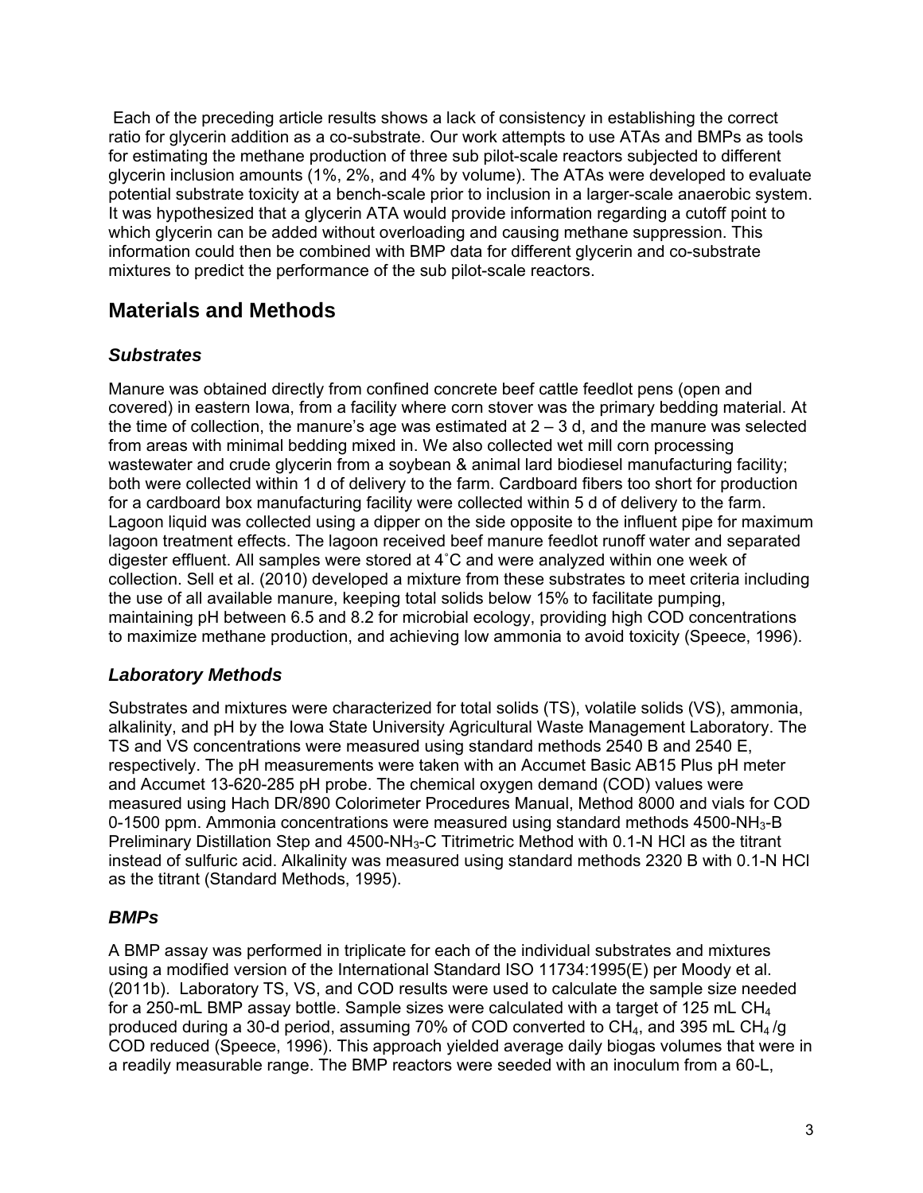Each of the preceding article results shows a lack of consistency in establishing the correct ratio for glycerin addition as a co-substrate. Our work attempts to use ATAs and BMPs as tools for estimating the methane production of three sub pilot-scale reactors subjected to different glycerin inclusion amounts (1%, 2%, and 4% by volume). The ATAs were developed to evaluate potential substrate toxicity at a bench-scale prior to inclusion in a larger-scale anaerobic system. It was hypothesized that a glycerin ATA would provide information regarding a cutoff point to which glycerin can be added without overloading and causing methane suppression. This information could then be combined with BMP data for different glycerin and co-substrate mixtures to predict the performance of the sub pilot-scale reactors.

## Materials and Methods

### *Substrates*

Manure was obtained directly from confined concrete beef cattle feedlot pens (open and covered) in eastern Iowa, from a facility where corn stover was the primary bedding material. At the time of collection, the manure's age was estimated at 2 – 3 d, and the manure was selected from areas with minimal bedding mixed in. We also collected wet mill corn processing wastewater and crude glycerin from a soybean & animal lard biodiesel manufacturing facility; both were collected within 1 d of delivery to the farm. Cardboard fibers too short for production for a cardboard box manufacturing facility were collected within 5 d of delivery to the farm. Lagoon liquid was collected using a dipper on the side opposite to the influent pipe for maximum lagoon treatment effects. The lagoon received beef manure feedlot runoff water and separated digester effluent. All samples were stored at 4˚C and were analyzed within one week of collection. Sell et al. (2010) developed a mixture from these substrates to meet criteria including the use of all available manure, keeping total solids below 15% to facilitate pumping, maintaining pH between 6.5 and 8.2 for microbial ecology, providing high COD concentrations to maximize methane production, and achieving low ammonia to avoid toxicity (Speece, 1996).

### *Laboratory Methods*

Substrates and mixtures were characterized for total solids (TS), volatile solids (VS), ammonia, alkalinity, and pH by the Iowa State University Agricultural Waste Management Laboratory. The TS and VS concentrations were measured using standard methods 2540 B and 2540 E, respectively. The pH measurements were taken with an Accumet Basic AB15 Plus pH meter and Accumet 13-620-285 pH probe. The chemical oxygen demand (COD) values were measured using Hach DR/890 Colorimeter Procedures Manual, Method 8000 and vials for COD 0-1500 ppm. Ammonia concentrations were measured using standard methods 4500-$NH_3$-B Preliminary Distillation Step and 4500-$NH_3$-C Titrimetric Method with 0.1-N HCl as the titrant instead of sulfuric acid. Alkalinity was measured using standard methods 2320 B with 0.1-N HCl as the titrant (Standard Methods, 1995).

### *BMPs*

A BMP assay was performed in triplicate for each of the individual substrates and mixtures using a modified version of the International Standard ISO 11734:1995(E) per Moody et al. (2011b). Laboratory TS, VS, and COD results were used to calculate the sample size needed for a 250-mL BMP assay bottle. Sample sizes were calculated with a target of 125 mL $CH_4$ produced during a 30-d period, assuming 70% of COD converted to $CH_4$, and 395 mL $CH_4$ /g COD reduced (Speece, 1996). This approach yielded average daily biogas volumes that were in a readily measurable range. The BMP reactors were seeded with an inoculum from a 60-L,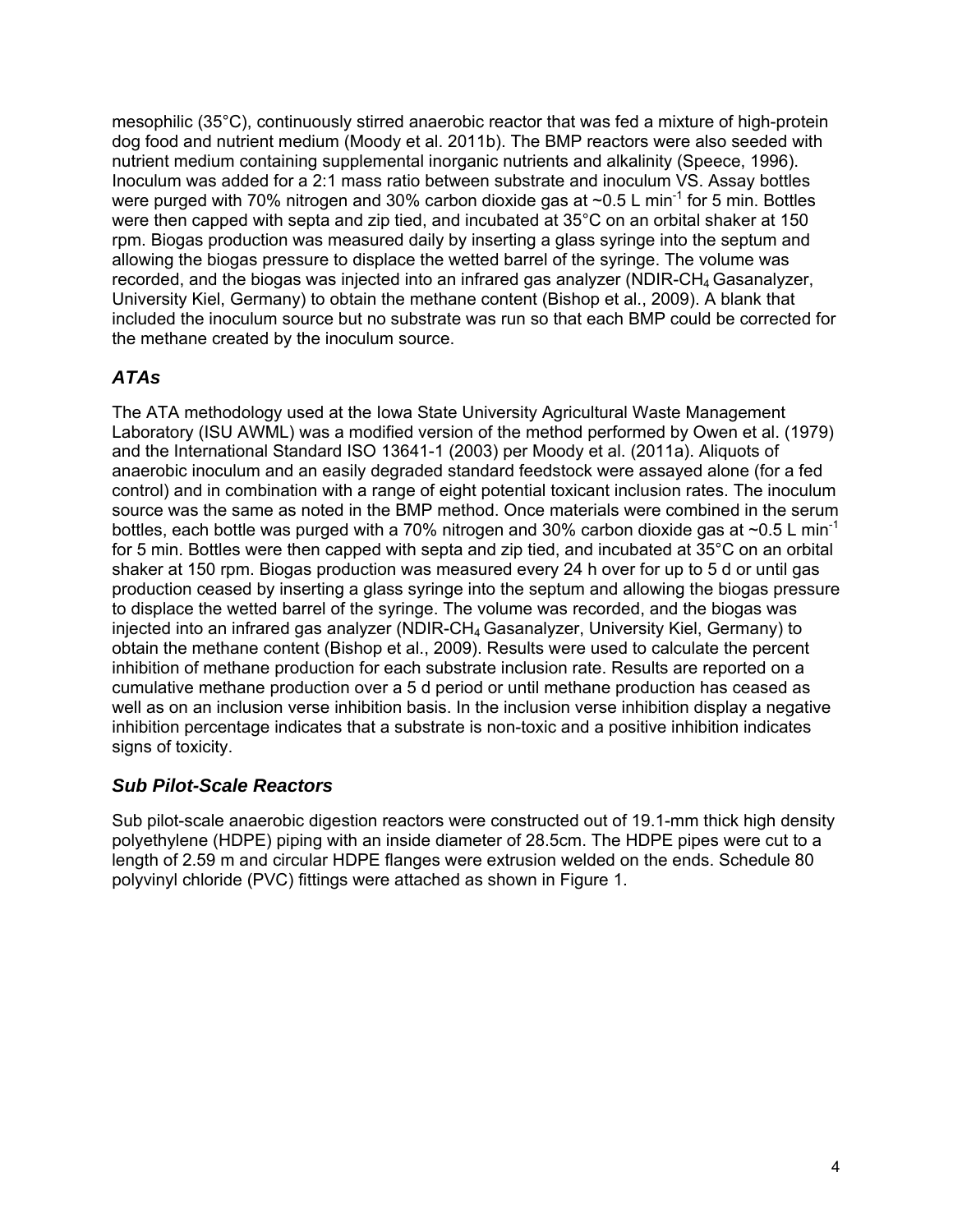mesophilic (35°C), continuously stirred anaerobic reactor that was fed a mixture of high-protein dog food and nutrient medium (Moody et al. 2011b). The BMP reactors were also seeded with nutrient medium containing supplemental inorganic nutrients and alkalinity (Speece, 1996). Inoculum was added for a 2:1 mass ratio between substrate and inoculum VS. Assay bottles were purged with 70% nitrogen and 30% carbon dioxide gas at ~0.5 L min$^{-1}$ for 5 min. Bottles were then capped with septa and zip tied, and incubated at 35°C on an orbital shaker at 150 rpm. Biogas production was measured daily by inserting a glass syringe into the septum and allowing the biogas pressure to displace the wetted barrel of the syringe. The volume was recorded, and the biogas was injected into an infrared gas analyzer (NDIR-$CH_4$ Gasanalyzer, University Kiel, Germany) to obtain the methane content (Bishop et al., 2009). A blank that included the inoculum source but no substrate was run so that each BMP could be corrected for the methane created by the inoculum source.

### *ATAs*

The ATA methodology used at the Iowa State University Agricultural Waste Management Laboratory (ISU AWML) was a modified version of the method performed by Owen et al. (1979) and the International Standard ISO 13641-1 (2003) per Moody et al. (2011a). Aliquots of anaerobic inoculum and an easily degraded standard feedstock were assayed alone (for a fed control) and in combination with a range of eight potential toxicant inclusion rates. The inoculum source was the same as noted in the BMP method. Once materials were combined in the serum bottles, each bottle was purged with a 70% nitrogen and 30% carbon dioxide gas at ~0.5 L min$^{-1}$ for 5 min. Bottles were then capped with septa and zip tied, and incubated at 35°C on an orbital shaker at 150 rpm. Biogas production was measured every 24 h over for up to 5 d or until gas production ceased by inserting a glass syringe into the septum and allowing the biogas pressure to displace the wetted barrel of the syringe. The volume was recorded, and the biogas was injected into an infrared gas analyzer (NDIR-$CH_4$ Gasanalyzer, University Kiel, Germany) to obtain the methane content (Bishop et al., 2009). Results were used to calculate the percent inhibition of methane production for each substrate inclusion rate. Results are reported on a cumulative methane production over a 5 d period or until methane production has ceased as well as on an inclusion verse inhibition basis. In the inclusion verse inhibition display a negative inhibition percentage indicates that a substrate is non-toxic and a positive inhibition indicates signs of toxicity.

### *Sub Pilot-Scale Reactors*

Sub pilot-scale anaerobic digestion reactors were constructed out of 19.1-mm thick high density polyethylene (HDPE) piping with an inside diameter of 28.5cm. The HDPE pipes were cut to a length of 2.59 m and circular HDPE flanges were extrusion welded on the ends. Schedule 80 polyvinyl chloride (PVC) fittings were attached as shown in Figure 1.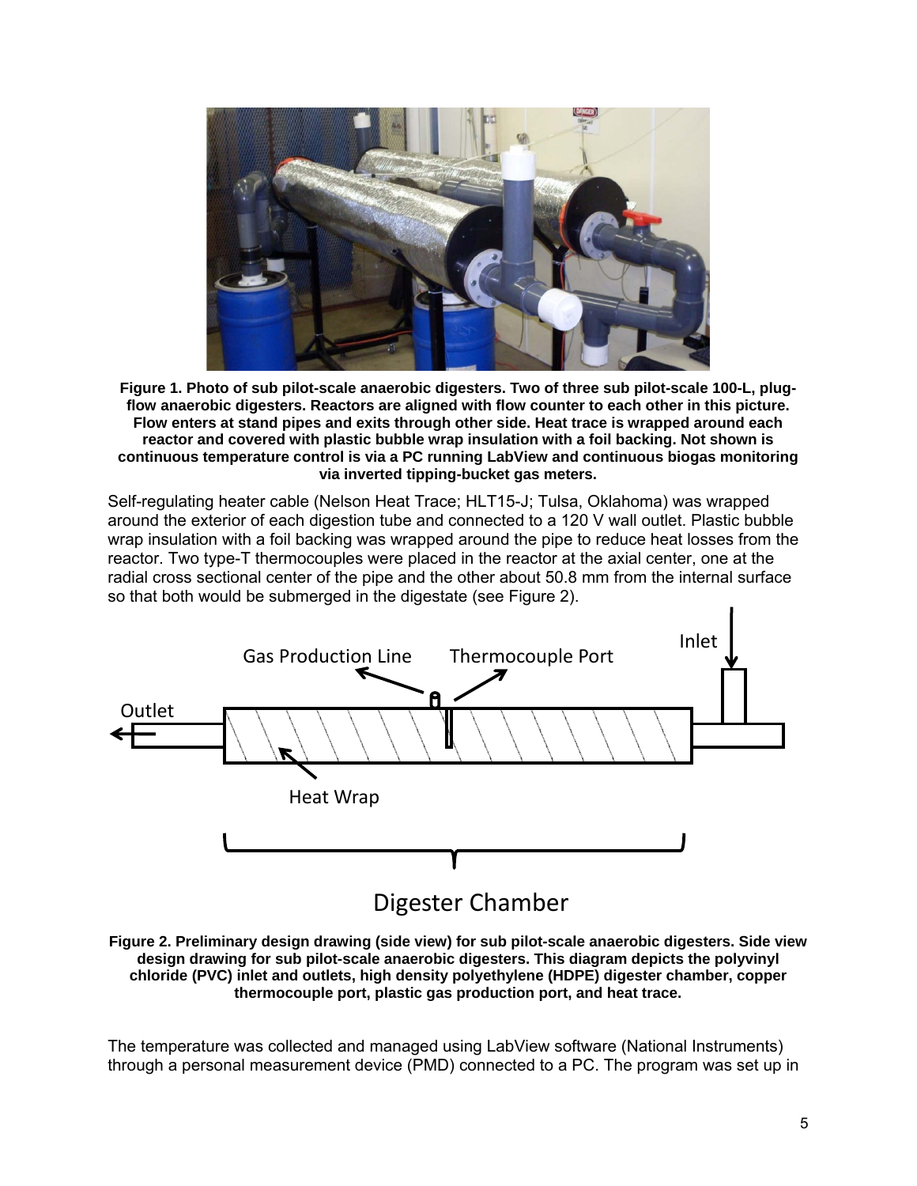**Figure 1. Photo of sub pilot-scale anaerobic digesters. Two of three sub pilot-scale 100-L, plug-flow anaerobic digesters. Reactors are aligned with flow counter to each other in this picture. Flow enters at stand pipes and exits through other side. Heat trace is wrapped around each reactor and covered with plastic bubble wrap insulation with a foil backing. Not shown is continuous temperature control is via a PC running LabView and continuous biogas monitoring via inverted tipping-bucket gas meters.**

Self-regulating heater cable (Nelson Heat Trace; HLT15-J; Tulsa, Oklahoma) was wrapped around the exterior of each digestion tube and connected to a 120 V wall outlet. Plastic bubble wrap insulation with a foil backing was wrapped around the pipe to reduce heat losses from the reactor. Two type-T thermocouples were placed in the reactor at the axial center, one at the radial cross sectional center of the pipe and the other about 50.8 mm from the internal surface so that both would be submerged in the digestate (see Figure 2).

**Figure 2. Preliminary design drawing (side view) for sub pilot-scale anaerobic digesters. Side view design drawing for sub pilot-scale anaerobic digesters. This diagram depicts the polyvinyl chloride (PVC) inlet and outlets, high density polyethylene (HDPE) digester chamber, copper thermocouple port, plastic gas production port, and heat trace.**

The temperature was collected and managed using LabView software (National Instruments) through a personal measurement device (PMD) connected to a PC. The program was set up in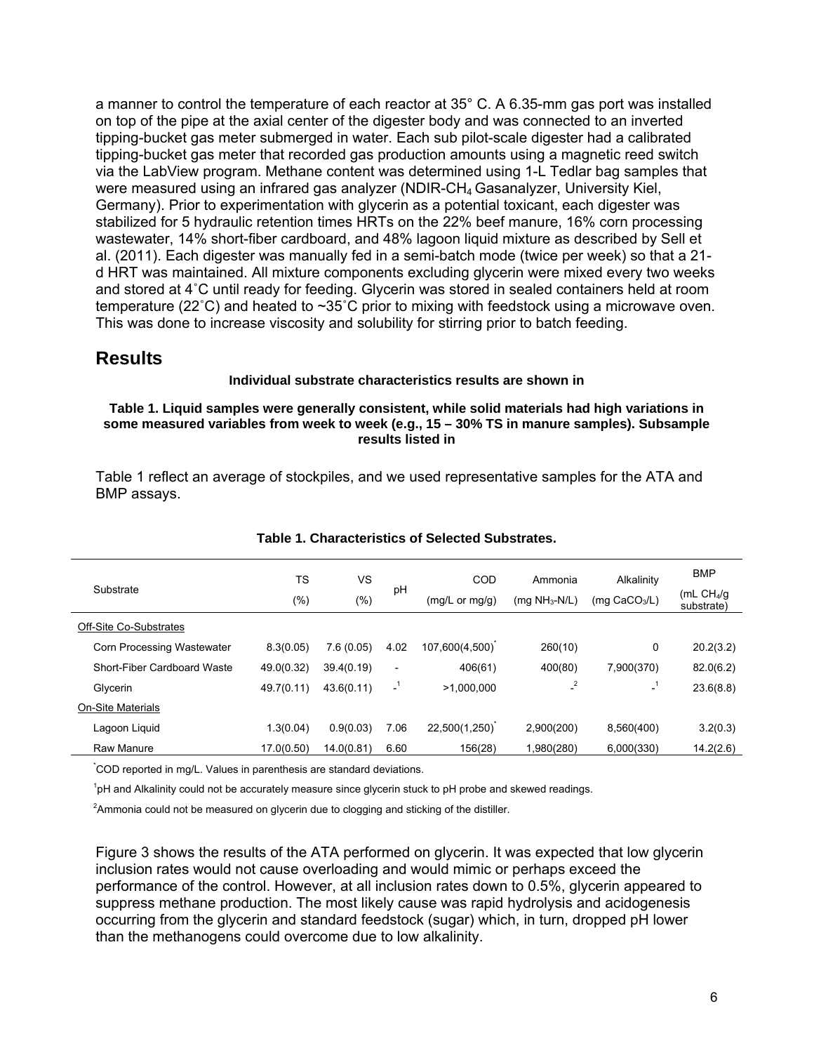a manner to control the temperature of each reactor at 35° C. A 6.35-mm gas port was installed on top of the pipe at the axial center of the digester body and was connected to an inverted tipping-bucket gas meter submerged in water. Each sub pilot-scale digester had a calibrated tipping-bucket gas meter that recorded gas production amounts using a magnetic reed switch via the LabView program. Methane content was determined using 1-L Tedlar bag samples that were measured using an infrared gas analyzer (NDIR-$CH_4$ Gasanalyzer, University Kiel, Germany). Prior to experimentation with glycerin as a potential toxicant, each digester was stabilized for 5 hydraulic retention times HRTs on the 22% beef manure, 16% corn processing wastewater, 14% short-fiber cardboard, and 48% lagoon liquid mixture as described by Sell et al. (2011). Each digester was manually fed in a semi-batch mode (twice per week) so that a 21-d HRT was maintained. All mixture components excluding glycerin were mixed every two weeks and stored at 4˚C until ready for feeding. Glycerin was stored in sealed containers held at room temperature (22˚C) and heated to ~35˚C prior to mixing with feedstock using a microwave oven. This was done to increase viscosity and solubility for stirring prior to batch feeding.

## Results

**Individual substrate characteristics results are shown in**

**Table 1. Liquid samples were generally consistent, while solid materials had high variations in some measured variables from week to week (e.g., 15 – 30% TS in manure samples). Subsample results listed in**

Table 1 reflect an average of stockpiles, and we used representative samples for the ATA and BMP assays.

**Table 1. Characteristics of Selected Substrates.**

| Substrate | TS (%) | VS (%) | pH | COD (mg/L or mg/g) | Ammonia (mg $NH_3$-N/L) | Alkalinity (mg $CaCO_3$/L) | BMP (mL $CH_4$/g substrate) |
|---|---|---|---|---|---|---|---|
| Off-Site Co-Substrates | | | | | | | |
| Corn Processing Wastewater | 8.3(0.05) | 7.6 (0.05) | 4.02 | 107,600(4,500)* | 260(10) | 0 | 20.2(3.2) |
| Short-Fiber Cardboard Waste | 49.0(0.32) | 39.4(0.19) | - | 406(61) | 400(80) | 7,900(370) | 82.0(6.2) |
| Glycerin | 49.7(0.11) | 43.6(0.11) | -[1] | >1,000,000 | -[2] | -[1] | 23.6(8.8) |
| On-Site Materials | | | | | | | |
| Lagoon Liquid | 1.3(0.04) | 0.9(0.03) | 7.06 | 22,500(1,250)* | 2,900(200) | 8,560(400) | 3.2(0.3) |
| Raw Manure | 17.0(0.50) | 14.0(0.81) | 6.60 | 156(28) | 1,980(280) | 6,000(330) | 14.2(2.6) |

*COD reported in mg/L. Values in parenthesis are standard deviations.

[1]pH and Alkalinity could not be accurately measure since glycerin stuck to pH probe and skewed readings.

[2]Ammonia could not be measured on glycerin due to clogging and sticking of the distiller.

Figure 3 shows the results of the ATA performed on glycerin. It was expected that low glycerin inclusion rates would not cause overloading and would mimic or perhaps exceed the performance of the control. However, at all inclusion rates down to 0.5%, glycerin appeared to suppress methane production. The most likely cause was rapid hydrolysis and acidogenesis occurring from the glycerin and standard feedstock (sugar) which, in turn, dropped pH lower than the methanogens could overcome due to low alkalinity.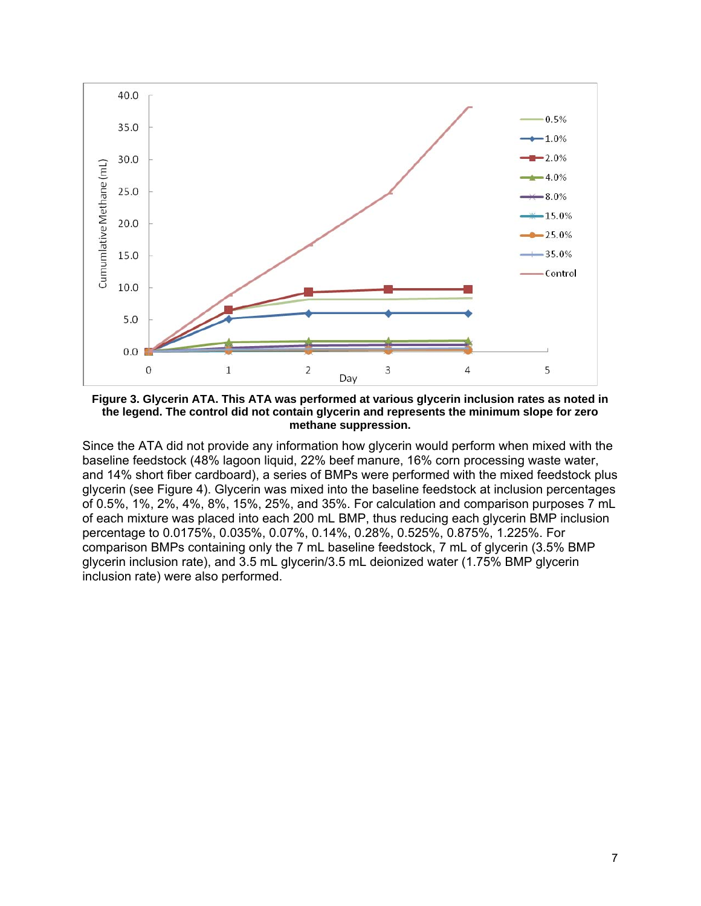**Figure 3. Glycerin ATA. This ATA was performed at various glycerin inclusion rates as noted in the legend. The control did not contain glycerin and represents the minimum slope for zero methane suppression.**

Since the ATA did not provide any information how glycerin would perform when mixed with the baseline feedstock (48% lagoon liquid, 22% beef manure, 16% corn processing waste water, and 14% short fiber cardboard), a series of BMPs were performed with the mixed feedstock plus glycerin (see Figure 4). Glycerin was mixed into the baseline feedstock at inclusion percentages of 0.5%, 1%, 2%, 4%, 8%, 15%, 25%, and 35%. For calculation and comparison purposes 7 mL of each mixture was placed into each 200 mL BMP, thus reducing each glycerin BMP inclusion percentage to 0.0175%, 0.035%, 0.07%, 0.14%, 0.28%, 0.525%, 0.875%, 1.225%. For comparison BMPs containing only the 7 mL baseline feedstock, 7 mL of glycerin (3.5% BMP glycerin inclusion rate), and 3.5 mL glycerin/3.5 mL deionized water (1.75% BMP glycerin inclusion rate) were also performed.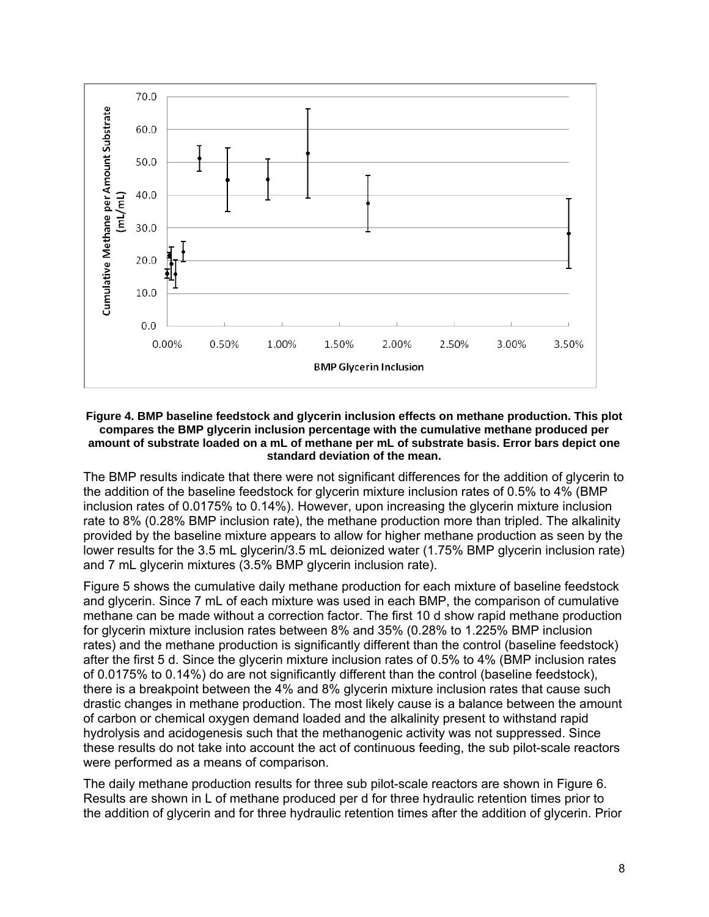**Figure 4. BMP baseline feedstock and glycerin inclusion effects on methane production. This plot compares the BMP glycerin inclusion percentage with the cumulative methane produced per amount of substrate loaded on a mL of methane per mL of substrate basis. Error bars depict one standard deviation of the mean.**

The BMP results indicate that there were not significant differences for the addition of glycerin to the addition of the baseline feedstock for glycerin mixture inclusion rates of 0.5% to 4% (BMP inclusion rates of 0.0175% to 0.14%). However, upon increasing the glycerin mixture inclusion rate to 8% (0.28% BMP inclusion rate), the methane production more than tripled. The alkalinity provided by the baseline mixture appears to allow for higher methane production as seen by the lower results for the 3.5 mL glycerin/3.5 mL deionized water (1.75% BMP glycerin inclusion rate) and 7 mL glycerin mixtures (3.5% BMP glycerin inclusion rate).

Figure 5 shows the cumulative daily methane production for each mixture of baseline feedstock and glycerin. Since 7 mL of each mixture was used in each BMP, the comparison of cumulative methane can be made without a correction factor. The first 10 d show rapid methane production for glycerin mixture inclusion rates between 8% and 35% (0.28% to 1.225% BMP inclusion rates) and the methane production is significantly different than the control (baseline feedstock) after the first 5 d. Since the glycerin mixture inclusion rates of 0.5% to 4% (BMP inclusion rates of 0.0175% to 0.14%) do are not significantly different than the control (baseline feedstock), there is a breakpoint between the 4% and 8% glycerin mixture inclusion rates that cause such drastic changes in methane production. The most likely cause is a balance between the amount of carbon or chemical oxygen demand loaded and the alkalinity present to withstand rapid hydrolysis and acidogenesis such that the methanogenic activity was not suppressed. Since these results do not take into account the act of continuous feeding, the sub pilot-scale reactors were performed as a means of comparison.

The daily methane production results for three sub pilot-scale reactors are shown in Figure 6. Results are shown in L of methane produced per d for three hydraulic retention times prior to the addition of glycerin and for three hydraulic retention times after the addition of glycerin. Prior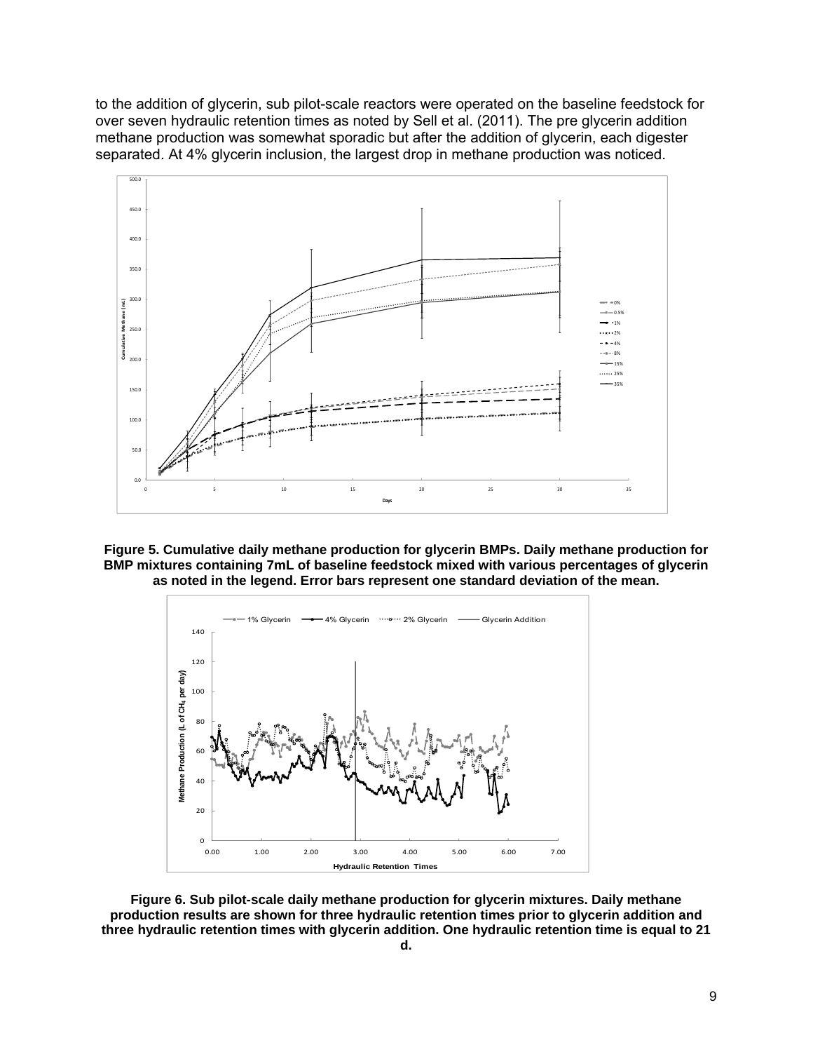to the addition of glycerin, sub pilot-scale reactors were operated on the baseline feedstock for over seven hydraulic retention times as noted by Sell et al. (2011). The pre glycerin addition methane production was somewhat sporadic but after the addition of glycerin, each digester separated. At 4% glycerin inclusion, the largest drop in methane production was noticed.

**Figure 5. Cumulative daily methane production for glycerin BMPs. Daily methane production for BMP mixtures containing 7mL of baseline feedstock mixed with various percentages of glycerin as noted in the legend. Error bars represent one standard deviation of the mean.**

**Figure 6. Sub pilot-scale daily methane production for glycerin mixtures. Daily methane production results are shown for three hydraulic retention times prior to glycerin addition and three hydraulic retention times with glycerin addition. One hydraulic retention time is equal to 21 d.**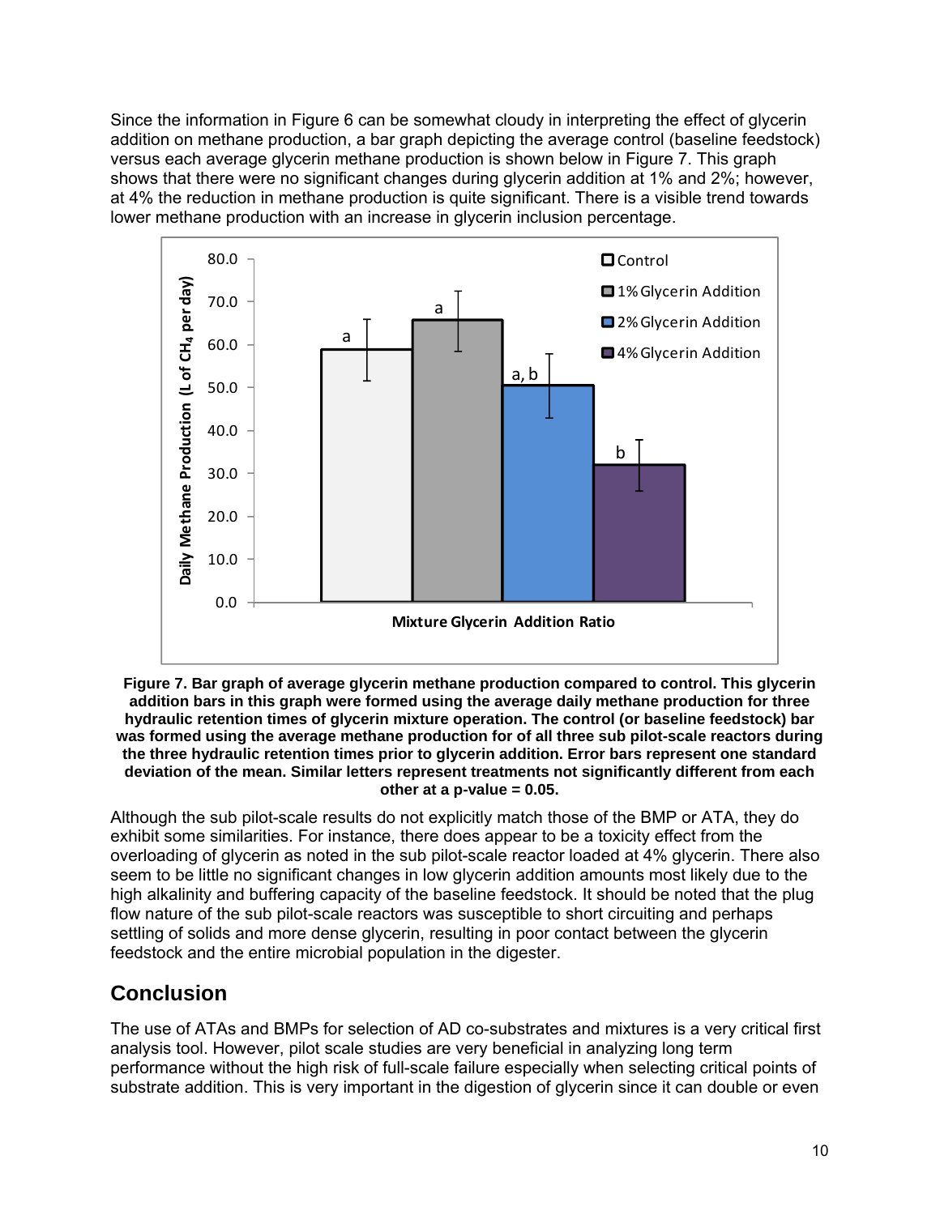Since the information in Figure 6 can be somewhat cloudy in interpreting the effect of glycerin addition on methane production, a bar graph depicting the average control (baseline feedstock) versus each average glycerin methane production is shown below in Figure 7. This graph shows that there were no significant changes during glycerin addition at 1% and 2%; however, at 4% the reduction in methane production is quite significant. There is a visible trend towards lower methane production with an increase in glycerin inclusion percentage.

**Figure 7. Bar graph of average glycerin methane production compared to control. This glycerin addition bars in this graph were formed using the average daily methane production for three hydraulic retention times of glycerin mixture operation. The control (or baseline feedstock) bar was formed using the average methane production for of all three sub pilot-scale reactors during the three hydraulic retention times prior to glycerin addition. Error bars represent one standard deviation of the mean. Similar letters represent treatments not significantly different from each other at a p-value = 0.05.**

Although the sub pilot-scale results do not explicitly match those of the BMP or ATA, they do exhibit some similarities. For instance, there does appear to be a toxicity effect from the overloading of glycerin as noted in the sub pilot-scale reactor loaded at 4% glycerin. There also seem to be little no significant changes in low glycerin addition amounts most likely due to the high alkalinity and buffering capacity of the baseline feedstock. It should be noted that the plug flow nature of the sub pilot-scale reactors was susceptible to short circuiting and perhaps settling of solids and more dense glycerin, resulting in poor contact between the glycerin feedstock and the entire microbial population in the digester.

## Conclusion

The use of ATAs and BMPs for selection of AD co-substrates and mixtures is a very critical first analysis tool. However, pilot scale studies are very beneficial in analyzing long term performance without the high risk of full-scale failure especially when selecting critical points of substrate addition. This is very important in the digestion of glycerin since it can double or even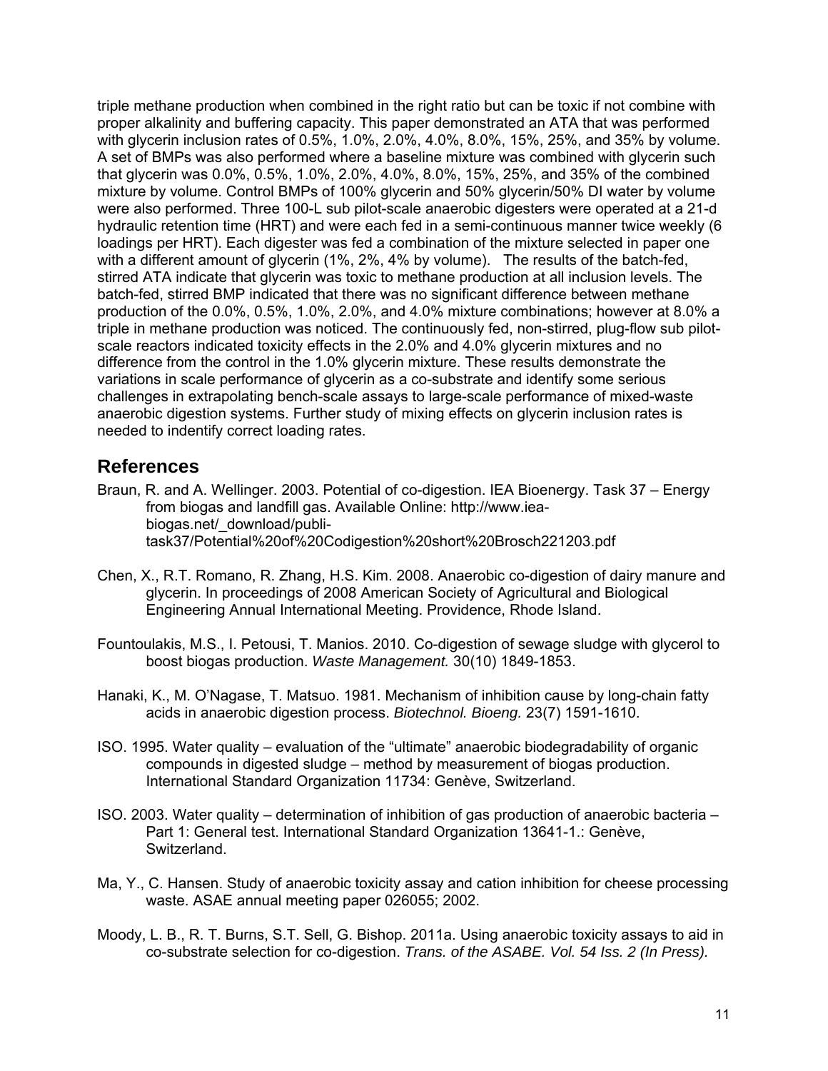triple methane production when combined in the right ratio but can be toxic if not combine with proper alkalinity and buffering capacity. This paper demonstrated an ATA that was performed with glycerin inclusion rates of 0.5%, 1.0%, 2.0%, 4.0%, 8.0%, 15%, 25%, and 35% by volume. A set of BMPs was also performed where a baseline mixture was combined with glycerin such that glycerin was 0.0%, 0.5%, 1.0%, 2.0%, 4.0%, 8.0%, 15%, 25%, and 35% of the combined mixture by volume. Control BMPs of 100% glycerin and 50% glycerin/50% DI water by volume were also performed. Three 100-L sub pilot-scale anaerobic digesters were operated at a 21-d hydraulic retention time (HRT) and were each fed in a semi-continuous manner twice weekly (6 loadings per HRT). Each digester was fed a combination of the mixture selected in paper one with a different amount of glycerin (1%, 2%, 4% by volume). The results of the batch-fed, stirred ATA indicate that glycerin was toxic to methane production at all inclusion levels. The batch-fed, stirred BMP indicated that there was no significant difference between methane production of the 0.0%, 0.5%, 1.0%, 2.0%, and 4.0% mixture combinations; however at 8.0% a triple in methane production was noticed. The continuously fed, non-stirred, plug-flow sub pilot-scale reactors indicated toxicity effects in the 2.0% and 4.0% glycerin mixtures and no difference from the control in the 1.0% glycerin mixture. These results demonstrate the variations in scale performance of glycerin as a co-substrate and identify some serious challenges in extrapolating bench-scale assays to large-scale performance of mixed-waste anaerobic digestion systems. Further study of mixing effects on glycerin inclusion rates is needed to indentify correct loading rates.

## References

Braun, R. and A. Wellinger. 2003. Potential of co-digestion. IEA Bioenergy. Task 37 – Energy from biogas and landfill gas. Available Online: http://www.iea-biogas.net/_download/publi-task37/Potential%20of%20Codigestion%20short%20Brosch221203.pdf

Chen, X., R.T. Romano, R. Zhang, H.S. Kim. 2008. Anaerobic co-digestion of dairy manure and glycerin. In proceedings of 2008 American Society of Agricultural and Biological Engineering Annual International Meeting. Providence, Rhode Island.

Fountoulakis, M.S., I. Petousi, T. Manios. 2010. Co-digestion of sewage sludge with glycerol to boost biogas production. *Waste Management.* 30(10) 1849-1853.

Hanaki, K., M. O'Nagase, T. Matsuo. 1981. Mechanism of inhibition cause by long-chain fatty acids in anaerobic digestion process. *Biotechnol. Bioeng.* 23(7) 1591-1610.

ISO. 1995. Water quality – evaluation of the "ultimate" anaerobic biodegradability of organic compounds in digested sludge – method by measurement of biogas production. International Standard Organization 11734: Genève, Switzerland.

ISO. 2003. Water quality – determination of inhibition of gas production of anaerobic bacteria – Part 1: General test. International Standard Organization 13641-1.: Genève, Switzerland.

Ma, Y., C. Hansen. Study of anaerobic toxicity assay and cation inhibition for cheese processing waste. ASAE annual meeting paper 026055; 2002.

Moody, L. B., R. T. Burns, S.T. Sell, G. Bishop. 2011a. Using anaerobic toxicity assays to aid in co-substrate selection for co-digestion. *Trans. of the ASABE. Vol. 54 Iss. 2 (In Press).*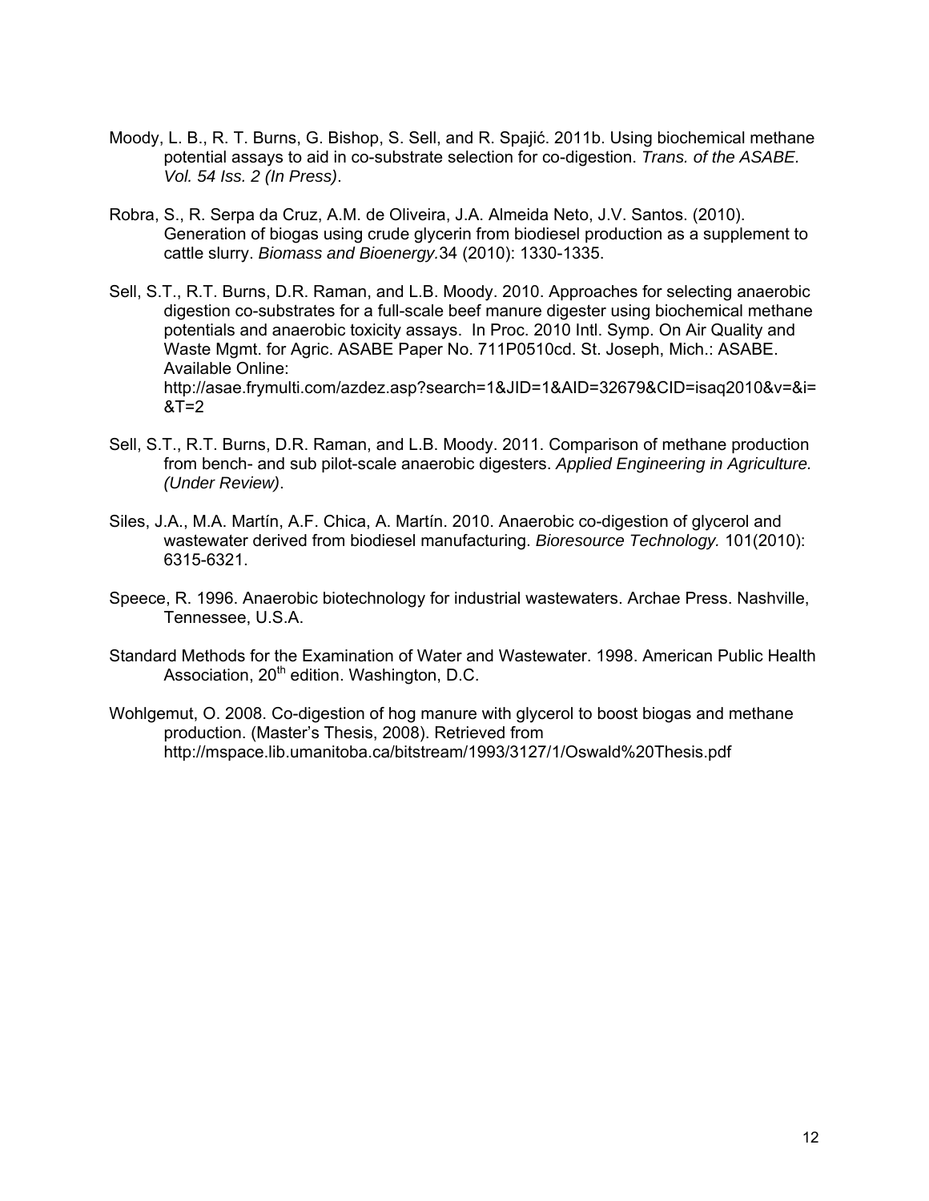Moody, L. B., R. T. Burns, G. Bishop, S. Sell, and R. Spajić. 2011b. Using biochemical methane potential assays to aid in co-substrate selection for co-digestion. *Trans. of the ASABE. Vol. 54 Iss. 2 (In Press)*.

Robra, S., R. Serpa da Cruz, A.M. de Oliveira, J.A. Almeida Neto, J.V. Santos. (2010). Generation of biogas using crude glycerin from biodiesel production as a supplement to cattle slurry. *Biomass and Bioenergy.*34 (2010): 1330-1335.

Sell, S.T., R.T. Burns, D.R. Raman, and L.B. Moody. 2010. Approaches for selecting anaerobic digestion co-substrates for a full-scale beef manure digester using biochemical methane potentials and anaerobic toxicity assays. In Proc. 2010 Intl. Symp. On Air Quality and Waste Mgmt. for Agric. ASABE Paper No. 711P0510cd. St. Joseph, Mich.: ASABE. Available Online: http://asae.frymulti.com/azdez.asp?search=1&JID=1&AID=32679&CID=isaq2010&v=&i=&T=2

Sell, S.T., R.T. Burns, D.R. Raman, and L.B. Moody. 2011. Comparison of methane production from bench- and sub pilot-scale anaerobic digesters. *Applied Engineering in Agriculture. (Under Review)*.

Siles, J.A., M.A. Martín, A.F. Chica, A. Martín. 2010. Anaerobic co-digestion of glycerol and wastewater derived from biodiesel manufacturing. *Bioresource Technology.* 101(2010): 6315-6321.

Speece, R. 1996. Anaerobic biotechnology for industrial wastewaters. Archae Press. Nashville, Tennessee, U.S.A.

Standard Methods for the Examination of Water and Wastewater. 1998. American Public Health Association, 20th edition. Washington, D.C.

Wohlgemut, O. 2008. Co-digestion of hog manure with glycerol to boost biogas and methane production. (Master's Thesis, 2008). Retrieved from http://mspace.lib.umanitoba.ca/bitstream/1993/3127/1/Oswald%20Thesis.pdf